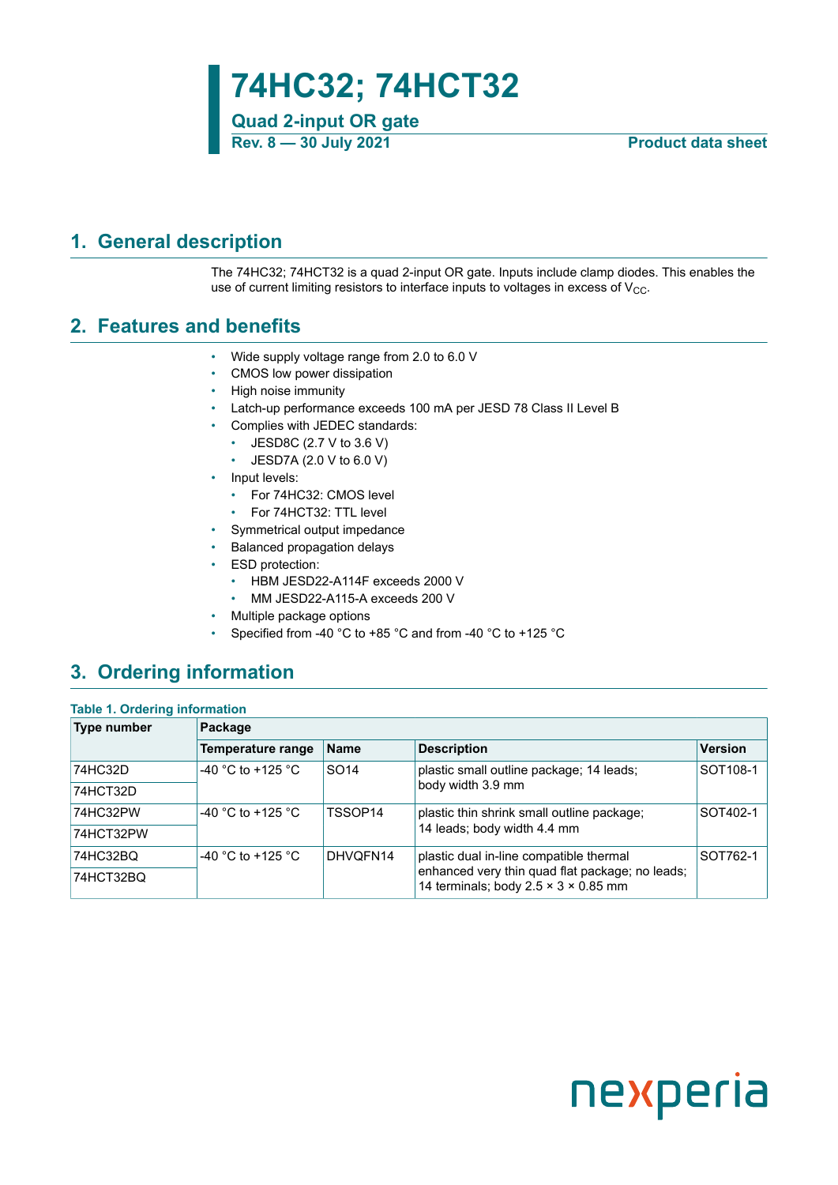# 74HC32; 74HCT32

## Quad 2-input OR gate

**Rev. 8 — 30 July 2021** **Product data sheet**

## 1. General description

The 74HC32; 74HCT32 is a quad 2-input OR gate. Inputs include clamp diodes. This enables the use of current limiting resistors to interface inputs to voltages in excess of $V_{CC}$.

## 2. Features and benefits

- Wide supply voltage range from 2.0 to 6.0 V
- CMOS low power dissipation
- High noise immunity
- Latch-up performance exceeds 100 mA per JESD 78 Class II Level B
- Complies with JEDEC standards:
  - JESD8C (2.7 V to 3.6 V)
  - JESD7A (2.0 V to 6.0 V)
- Input levels:
  - For 74HC32: CMOS level
  - For 74HCT32: TTL level
- Symmetrical output impedance
- Balanced propagation delays
- ESD protection:
  - HBM JESD22-A114F exceeds 2000 V
  - MM JESD22-A115-A exceeds 200 V
- Multiple package options
- Specified from -40 °C to +85 °C and from -40 °C to +125 °C

## 3. Ordering information

**Table 1. Ordering information**

| Type number | Package | | | |
|---|---|---|---|---|
| | Temperature range | Name | Description | Version |
| 74HC32D | -40 °C to +125 °C | SO14 | plastic small outline package; 14 leads; body width 3.9 mm | SOT108-1 |
| 74HCT32D | | | | |
| 74HC32PW | -40 °C to +125 °C | TSSOP14 | plastic thin shrink small outline package; 14 leads; body width 4.4 mm | SOT402-1 |
| 74HCT32PW | | | | |
| 74HC32BQ | -40 °C to +125 °C | DHVQFN14 | plastic dual in-line compatible thermal enhanced very thin quad flat package; no leads; 14 terminals; body 2.5 × 3 × 0.85 mm | SOT762-1 |
| 74HCT32BQ | | | | |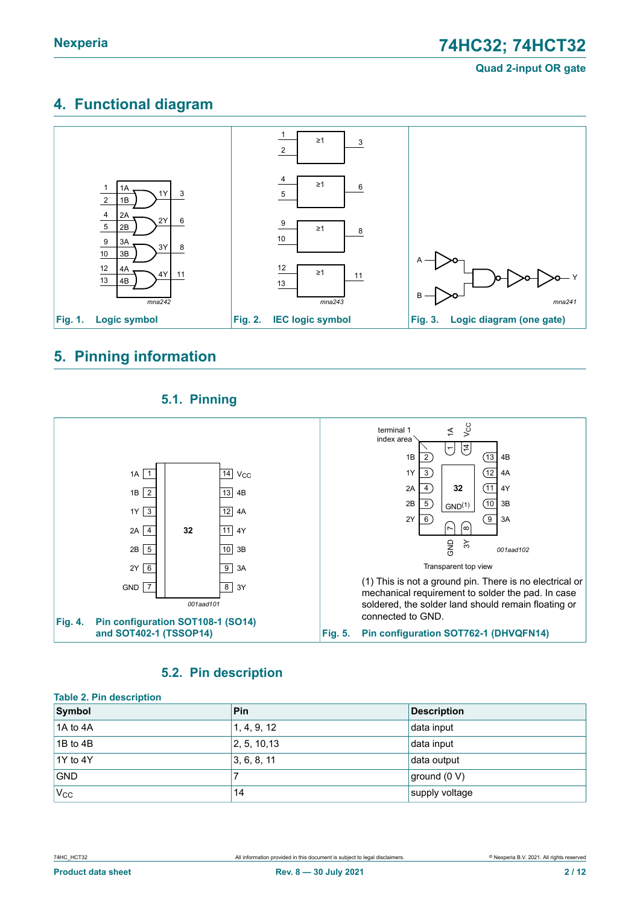## 4. Functional diagram

Fig. 1. Logic symbol

Fig. 2. IEC logic symbol

Fig. 3. Logic diagram (one gate)

## 5. Pinning information

### 5.1. Pinning

Fig. 4. Pin configuration SOT108-1 (SO14) and SOT402-1 (TSSOP14)

(1) This is not a ground pin. There is no electrical or mechanical requirement to solder the pad. In case soldered, the solder land should remain floating or connected to GND.

Fig. 5. Pin configuration SOT762-1 (DHVQFN14)

### 5.2. Pin description

**Table 2. Pin description**

| Symbol | Pin | Description |
|---|---|---|
| 1A to 4A | 1, 4, 9, 12 | data input |
| 1B to 4B | 2, 5, 10,13 | data input |
| 1Y to 4Y | 3, 6, 8, 11 | data output |
| GND | 7 | ground (0 V) |
| $V_{CC}$ | 14 | supply voltage |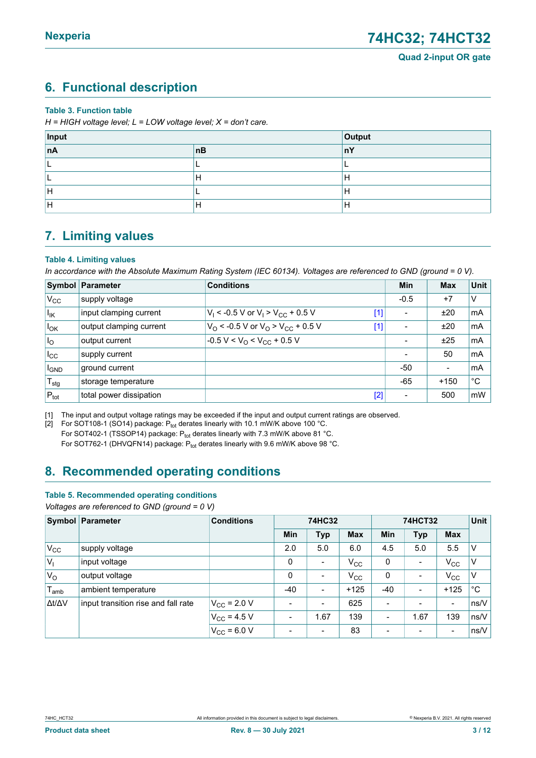## 6. Functional description

**Table 3. Function table**

*H = HIGH voltage level; L = LOW voltage level; X = don't care.*

| Input | | Output |
|---|---|---|
| **nA** | **nB** | **nY** |
| L | L | L |
| L | H | H |
| H | L | H |
| H | H | H |

## 7. Limiting values

**Table 4. Limiting values**

*In accordance with the Absolute Maximum Rating System (IEC 60134). Voltages are referenced to GND (ground = 0 V).*

| Symbol | Parameter | Conditions | Min | Max | Unit |
|---|---|---|---|---|---|
| $V_{CC}$ | supply voltage | | -0.5 | +7 | V |
| $I_{IK}$ | input clamping current | $V_I$ < -0.5 V or $V_I$ > $V_{CC}$ + 0.5 V [1] | - | ±20 | mA |
| $I_{OK}$ | output clamping current | $V_O$ < -0.5 V or $V_O$ > $V_{CC}$ + 0.5 V [1] | - | ±20 | mA |
| $I_O$ | output current | -0.5 V < $V_O$ < $V_{CC}$ + 0.5 V | - | ±25 | mA |
| $I_{CC}$ | supply current | | - | 50 | mA |
| $I_{GND}$ | ground current | | -50 | - | mA |
| $T_{stg}$ | storage temperature | | -65 | +150 | °C |
| $P_{tot}$ | total power dissipation | [2] | - | 500 | mW |

[1] The input and output voltage ratings may be exceeded if the input and output current ratings are observed.

[2] For SOT108-1 (SO14) package: $P_{tot}$ derates linearly with 10.1 mW/K above 100 °C.
For SOT402-1 (TSSOP14) package: $P_{tot}$ derates linearly with 7.3 mW/K above 81 °C.
For SOT762-1 (DHVQFN14) package: $P_{tot}$ derates linearly with 9.6 mW/K above 98 °C.

## 8. Recommended operating conditions

**Table 5. Recommended operating conditions**

*Voltages are referenced to GND (ground = 0 V)*

| Symbol | Parameter | Conditions | 74HC32 | | | 74HCT32 | | | Unit |
|---|---|---|---|---|---|---|---|---|---|
| | | | Min | Typ | Max | Min | Typ | Max | |
| $V_{CC}$ | supply voltage | | 2.0 | 5.0 | 6.0 | 4.5 | 5.0 | 5.5 | V |
| $V_I$ | input voltage | | 0 | - | $V_{CC}$ | 0 | - | $V_{CC}$ | V |
| $V_O$ | output voltage | | 0 | - | $V_{CC}$ | 0 | - | $V_{CC}$ | V |
| $T_{amb}$ | ambient temperature | | -40 | - | +125 | -40 | - | +125 | °C |
| $\Delta t/\Delta V$ | input transition rise and fall rate | $V_{CC}$ = 2.0 V | - | - | 625 | - | - | - | ns/V |
| | | $V_{CC}$ = 4.5 V | - | 1.67 | 139 | - | 1.67 | 139 | ns/V |
| | | $V_{CC}$ = 6.0 V | - | - | 83 | - | - | - | ns/V |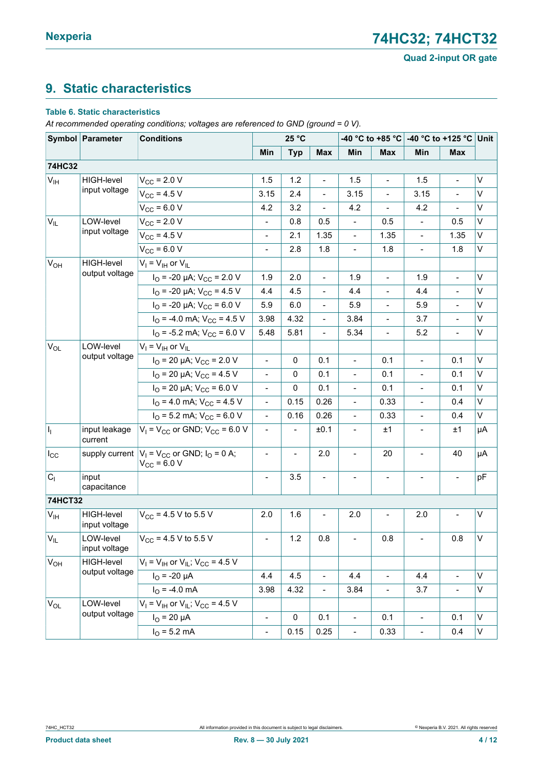## 9. Static characteristics

**Table 6. Static characteristics**

*At recommended operating conditions; voltages are referenced to GND (ground = 0 V).*

| Symbol | Parameter | Conditions | 25 °C | | | -40 °C to +85 °C | | -40 °C to +125 °C | | Unit |
|---|---|---|---|---|---|---|---|---|---|---|
| | | | Min | Typ | Max | Min | Max | Min | Max | |
| **74HC32** | | | | | | | | | | |
| $V_{IH}$ | HIGH-level input voltage | $V_{CC}$ = 2.0 V | 1.5 | 1.2 | - | 1.5 | - | 1.5 | - | V |
| | | $V_{CC}$ = 4.5 V | 3.15 | 2.4 | - | 3.15 | - | 3.15 | - | V |
| | | $V_{CC}$ = 6.0 V | 4.2 | 3.2 | - | 4.2 | - | 4.2 | - | V |
| $V_{IL}$ | LOW-level input voltage | $V_{CC}$ = 2.0 V | - | 0.8 | 0.5 | - | 0.5 | - | 0.5 | V |
| | | $V_{CC}$ = 4.5 V | - | 2.1 | 1.35 | - | 1.35 | - | 1.35 | V |
| | | $V_{CC}$ = 6.0 V | - | 2.8 | 1.8 | - | 1.8 | - | 1.8 | V |
| $V_{OH}$ | HIGH-level output voltage | $V_I$ = $V_{IH}$ or $V_{IL}$ | | | | | | | | |
| | | $I_O$ = -20 µA; $V_{CC}$ = 2.0 V | 1.9 | 2.0 | - | 1.9 | - | 1.9 | - | V |
| | | $I_O$ = -20 µA; $V_{CC}$ = 4.5 V | 4.4 | 4.5 | - | 4.4 | - | 4.4 | - | V |
| | | $I_O$ = -20 µA; $V_{CC}$ = 6.0 V | 5.9 | 6.0 | - | 5.9 | - | 5.9 | - | V |
| | | $I_O$ = -4.0 mA; $V_{CC}$ = 4.5 V | 3.98 | 4.32 | - | 3.84 | - | 3.7 | - | V |
| | | $I_O$ = -5.2 mA; $V_{CC}$ = 6.0 V | 5.48 | 5.81 | - | 5.34 | - | 5.2 | - | V |
| $V_{OL}$ | LOW-level output voltage | $V_I$ = $V_{IH}$ or $V_{IL}$ | | | | | | | | |
| | | $I_O$ = 20 µA; $V_{CC}$ = 2.0 V | - | 0 | 0.1 | - | 0.1 | - | 0.1 | V |
| | | $I_O$ = 20 µA; $V_{CC}$ = 4.5 V | - | 0 | 0.1 | - | 0.1 | - | 0.1 | V |
| | | $I_O$ = 20 µA; $V_{CC}$ = 6.0 V | - | 0 | 0.1 | - | 0.1 | - | 0.1 | V |
| | | $I_O$ = 4.0 mA; $V_{CC}$ = 4.5 V | - | 0.15 | 0.26 | - | 0.33 | - | 0.4 | V |
| | | $I_O$ = 5.2 mA; $V_{CC}$ = 6.0 V | - | 0.16 | 0.26 | - | 0.33 | - | 0.4 | V |
| $I_I$ | input leakage current | $V_I$ = $V_{CC}$ or GND; $V_{CC}$ = 6.0 V | - | - | ±0.1 | - | ±1 | - | ±1 | µA |
| $I_{CC}$ | supply current | $V_I$ = $V_{CC}$ or GND; $I_O$ = 0 A; $V_{CC}$ = 6.0 V | - | - | 2.0 | - | 20 | - | 40 | µA |
| $C_I$ | input capacitance | | - | 3.5 | - | - | - | - | - | pF |
| **74HCT32** | | | | | | | | | | |
| $V_{IH}$ | HIGH-level input voltage | $V_{CC}$ = 4.5 V to 5.5 V | 2.0 | 1.6 | - | 2.0 | - | 2.0 | - | V |
| $V_{IL}$ | LOW-level input voltage | $V_{CC}$ = 4.5 V to 5.5 V | - | 1.2 | 0.8 | - | 0.8 | - | 0.8 | V |
| $V_{OH}$ | HIGH-level output voltage | $V_I$ = $V_{IH}$ or $V_{IL}$; $V_{CC}$ = 4.5 V | | | | | | | | |
| | | $I_O$ = -20 µA | 4.4 | 4.5 | - | 4.4 | - | 4.4 | - | V |
| | | $I_O$ = -4.0 mA | 3.98 | 4.32 | - | 3.84 | - | 3.7 | - | V |
| $V_{OL}$ | LOW-level output voltage | $V_I$ = $V_{IH}$ or $V_{IL}$; $V_{CC}$ = 4.5 V | | | | | | | | |
| | | $I_O$ = 20 µA | - | 0 | 0.1 | - | 0.1 | - | 0.1 | V |
| | | $I_O$ = 5.2 mA | - | 0.15 | 0.25 | - | 0.33 | - | 0.4 | V |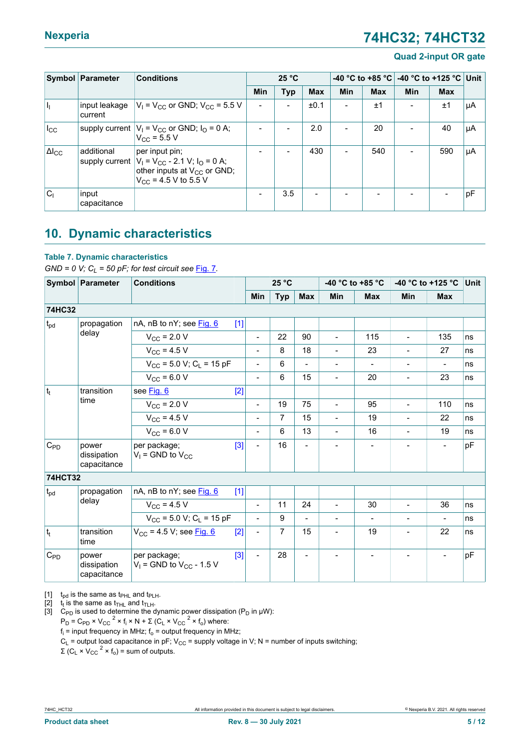| Symbol | Parameter | Conditions | 25 °C | | | -40 °C to +85 °C | | -40 °C to +125 °C | | Unit |
|---|---|---|---|---|---|---|---|---|---|---|
| | | | Min | Typ | Max | Min | Max | Min | Max | |
| $I_I$ | input leakage current | $V_I = V_{CC}$ or GND; $V_{CC} = 5.5$ V | - | - | ±0.1 | - | ±1 | - | ±1 | μA |
| $I_{CC}$ | supply current | $V_I = V_{CC}$ or GND; $I_O = 0$ A; $V_{CC} = 5.5$ V | - | - | 2.0 | - | 20 | - | 40 | μA |
| $\Delta I_{CC}$ | additional supply current | per input pin; $V_I = V_{CC} - 2.1$ V; $I_O = 0$ A; other inputs at $V_{CC}$ or GND; $V_{CC} = 4.5$ V to 5.5 V | - | - | 430 | - | 540 | - | 590 | μA |
| $C_I$ | input capacitance | | - | 3.5 | - | - | - | - | - | pF |

## 10. Dynamic characteristics

**Table 7. Dynamic characteristics**

*GND = 0 V; $C_L$ = 50 pF; for test circuit see Fig. 7.*

| Symbol | Parameter | Conditions | 25 °C | | | -40 °C to +85 °C | | -40 °C to +125 °C | | Unit |
|---|---|---|---|---|---|---|---|---|---|---|
| | | | Min | Typ | Max | Min | Max | Min | Max | |
| **74HC32** | | | | | | | | | | |
| $t_{pd}$ | propagation delay | nA, nB to nY; see Fig. 6 [1] | | | | | | | | |
| | | $V_{CC} = 2.0$ V | - | 22 | 90 | - | 115 | - | 135 | ns |
| | | $V_{CC} = 4.5$ V | - | 8 | 18 | - | 23 | - | 27 | ns |
| | | $V_{CC} = 5.0$ V; $C_L = 15$ pF | - | 6 | - | - | - | - | - | ns |
| | | $V_{CC} = 6.0$ V | - | 6 | 15 | - | 20 | - | 23 | ns |
| $t_t$ | transition time | see Fig. 6 [2] | | | | | | | | |
| | | $V_{CC} = 2.0$ V | - | 19 | 75 | - | 95 | - | 110 | ns |
| | | $V_{CC} = 4.5$ V | - | 7 | 15 | - | 19 | - | 22 | ns |
| | | $V_{CC} = 6.0$ V | - | 6 | 13 | - | 16 | - | 19 | ns |
| $C_{PD}$ | power dissipation capacitance | per package; $V_I$ = GND to $V_{CC}$ [3] | - | 16 | - | - | - | - | - | pF |
| **74HCT32** | | | | | | | | | | |
| $t_{pd}$ | propagation delay | nA, nB to nY; see Fig. 6 [1] | | | | | | | | |
| | | $V_{CC} = 4.5$ V | - | 11 | 24 | - | 30 | - | 36 | ns |
| | | $V_{CC} = 5.0$ V; $C_L = 15$ pF | - | 9 | - | - | - | - | - | ns |
| $t_t$ | transition time | $V_{CC} = 4.5$ V; see Fig. 6 [2] | - | 7 | 15 | - | 19 | - | 22 | ns |
| $C_{PD}$ | power dissipation capacitance | per package; $V_I$ = GND to $V_{CC} - 1.5$ V [3] | - | 28 | - | - | - | - | - | pF |

[1] $t_{pd}$ is the same as $t_{PHL}$ and $t_{PLH}$.

[2] $t_t$ is the same as $t_{THL}$ and $t_{TLH}$.

[3] $C_{PD}$ is used to determine the dynamic power dissipation ($P_D$ in μW):

$P_D = C_{PD} \times V_{CC}^2 \times f_i \times N + \Sigma (C_L \times V_{CC}^2 \times f_o)$ where:

$f_i$ = input frequency in MHz; $f_o$ = output frequency in MHz;

$C_L$ = output load capacitance in pF; $V_{CC}$ = supply voltage in V; N = number of inputs switching;

$\Sigma (C_L \times V_{CC}^2 \times f_o)$ = sum of outputs.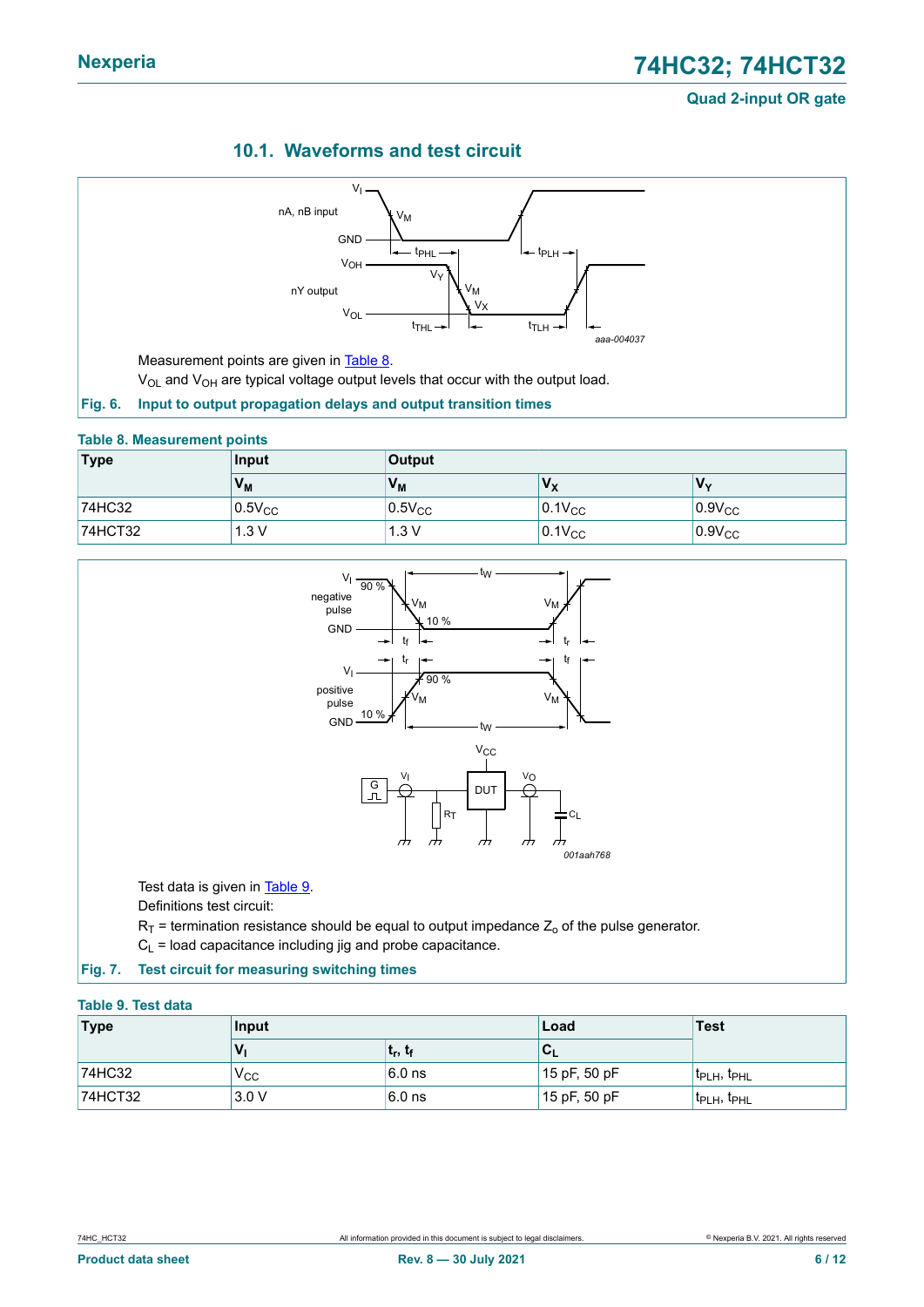## 10.1. Waveforms and test circuit

Measurement points are given in Table 8.

$V_{OL}$ and $V_{OH}$ are typical voltage output levels that occur with the output load.

**Fig. 6. Input to output propagation delays and output transition times**

**Table 8. Measurement points**

| Type | Input | Output | | |
|---|---|---|---|---|
| | $V_M$ | $V_M$ | $V_X$ | $V_Y$ |
| 74HC32 | $0.5V_{CC}$ | $0.5V_{CC}$ | $0.1V_{CC}$ | $0.9V_{CC}$ |
| 74HCT32 | 1.3 V | 1.3 V | $0.1V_{CC}$ | $0.9V_{CC}$ |

Test data is given in Table 9.

Definitions test circuit:

$R_T$ = termination resistance should be equal to output impedance $Z_o$ of the pulse generator.

$C_L$ = load capacitance including jig and probe capacitance.

**Fig. 7. Test circuit for measuring switching times**

**Table 9. Test data**

| Type | Input | | Load | Test |
|---|---|---|---|---|
| | $V_I$ | $t_r$, $t_f$ | $C_L$ | |
| 74HC32 | $V_{CC}$ | 6.0 ns | 15 pF, 50 pF | $t_{PLH}$, $t_{PHL}$ |
| 74HCT32 | 3.0 V | 6.0 ns | 15 pF, 50 pF | $t_{PLH}$, $t_{PHL}$ |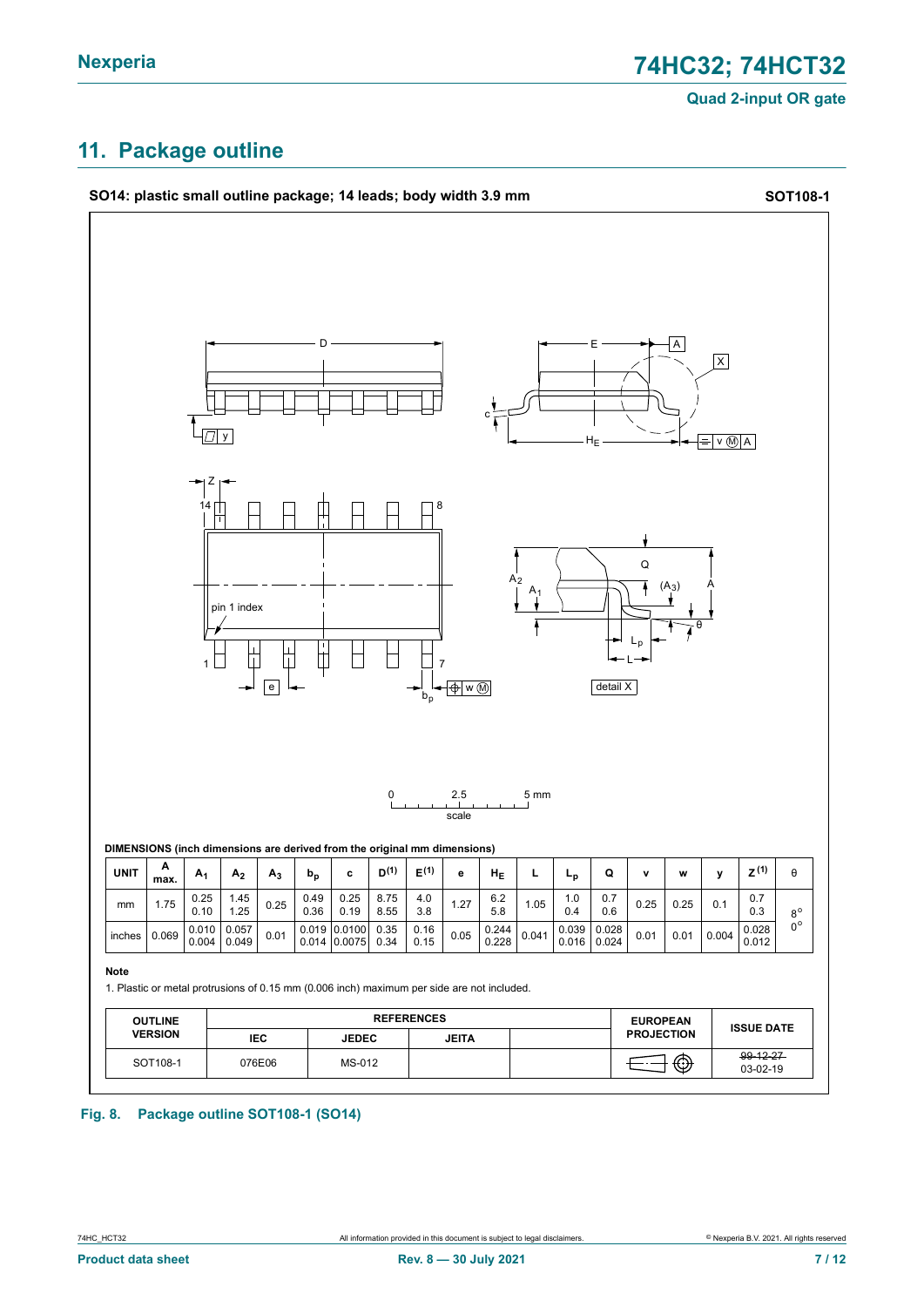## 11. Package outline

**SO14: plastic small outline package; 14 leads; body width 3.9 mm** **SOT108-1**

DIMENSIONS (inch dimensions are derived from the original mm dimensions)

| UNIT | A max. | $A_1$ | $A_2$ | $A_3$ | $b_p$ | c | $D^{(1)}$ | $E^{(1)}$ | e | $H_E$ | L | $L_p$ | Q | v | w | y | $Z^{(1)}$ | θ |
|---|---|---|---|---|---|---|---|---|---|---|---|---|---|---|---|---|---|---|
| mm | 1.75 | 0.25<br>0.10 | 1.45<br>1.25 | 0.25 | 0.49<br>0.36 | 0.25<br>0.19 | 8.75<br>8.55 | 4.0<br>3.8 | 1.27 | 6.2<br>5.8 | 1.05 | 1.0<br>0.4 | 0.7<br>0.6 | 0.25 | 0.25 | 0.1 | 0.7<br>0.3 | 8°<br>0° |
| inches | 0.069 | 0.010<br>0.004 | 0.057<br>0.049 | 0.01 | 0.019<br>0.014 | 0.0100<br>0.0075 | 0.35<br>0.34 | 0.16<br>0.15 | 0.05 | 0.244<br>0.228 | 0.041 | 0.039<br>0.016 | 0.028<br>0.024 | 0.01 | 0.01 | 0.004 | 0.028<br>0.012 | |

**Note**

1. Plastic or metal protrusions of 0.15 mm (0.006 inch) maximum per side are not included.

| OUTLINE VERSION | REFERENCES | | | | EUROPEAN PROJECTION | ISSUE DATE |
|---|---|---|---|---|---|---|
| | IEC | JEDEC | JEITA | | | |
| SOT108-1 | 076E06 | MS-012 | | | | ~~99-12-27~~<br>03-02-19 |

**Fig. 8. Package outline SOT108-1 (SO14)**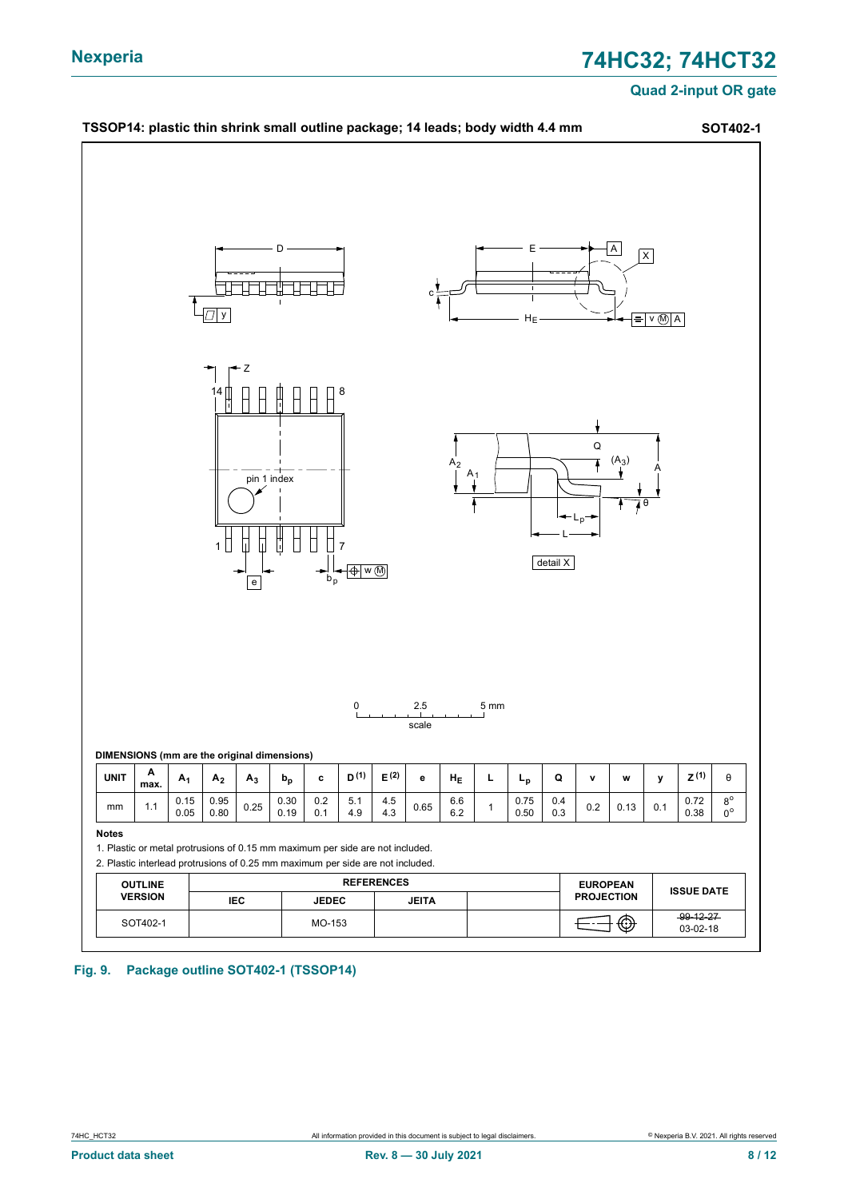TSSOP14: plastic thin shrink small outline package; 14 leads; body width 4.4 mm **SOT402-1**

**DIMENSIONS (mm are the original dimensions)**

| UNIT | A max. | $A_1$ | $A_2$ | $A_3$ | $b_p$ | c | D (1) | E (2) | e | $H_E$ | L | $L_p$ | Q | v | w | y | Z (1) | θ |
|---|---|---|---|---|---|---|---|---|---|---|---|---|---|---|---|---|---|---|
| mm | 1.1 | 0.15<br>0.05 | 0.95<br>0.80 | 0.25 | 0.30<br>0.19 | 0.2<br>0.1 | 5.1<br>4.9 | 4.5<br>4.3 | 0.65 | 6.6<br>6.2 | 1 | 0.75<br>0.50 | 0.4<br>0.3 | 0.2 | 0.13 | 0.1 | 0.72<br>0.38 | 8°<br>0° |

**Notes**

1. Plastic or metal protrusions of 0.15 mm maximum per side are not included.
2. Plastic interlead protrusions of 0.25 mm maximum per side are not included.

| OUTLINE VERSION | REFERENCES | | | | EUROPEAN PROJECTION | ISSUE DATE |
|---|---|---|---|---|---|---|
| | IEC | JEDEC | JEITA | | | |
| SOT402-1 | | MO-153 | | | | ~~99-12-27~~<br>03-02-18 |

**Fig. 9. Package outline SOT402-1 (TSSOP14)**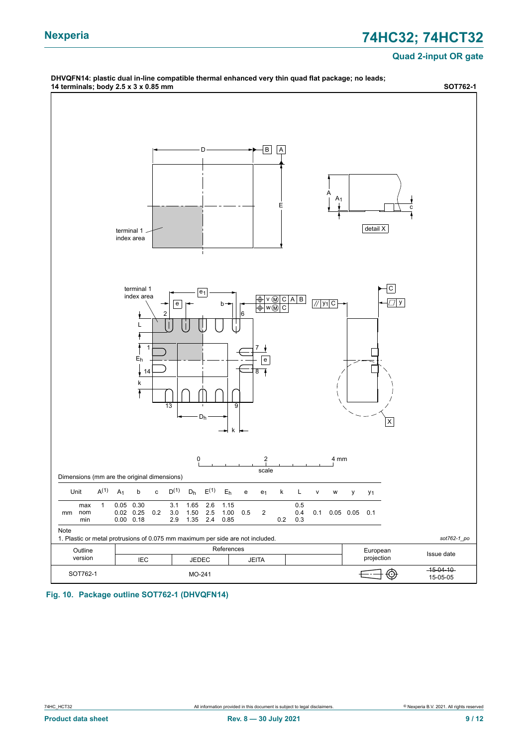DHVQFN14: plastic dual in-line compatible thermal enhanced very thin quad flat package; no leads; 14 terminals; body 2.5 x 3 x 0.85 mm

SOT762-1

Dimensions (mm are the original dimensions)

| Unit | | $A^{(1)}$ | $A_1$ | b | c | $D^{(1)}$ | $D_h$ | $E^{(1)}$ | $E_h$ | e | $e_1$ | k | L | v | w | y | $y_1$ |
|---|---|---|---|---|---|---|---|---|---|---|---|---|---|---|---|---|---|
| mm | max | 1 | 0.05 | 0.30 | | 3.1 | 1.65 | 2.6 | 1.15 | | | | 0.5 | | | | |
| | nom | | 0.02 | 0.25 | 0.2 | 3.0 | 1.50 | 2.5 | 1.00 | 0.5 | 2 | | 0.4 | 0.1 | 0.05 | 0.05 | 0.1 |
| | min | | 0.00 | 0.18 | | 2.9 | 1.35 | 2.4 | 0.85 | | | 0.2 | 0.3 | | | | |

Note

1. Plastic or metal protrusions of 0.075 mm maximum per side are not included.

sot762-1_po

| Outline version | References | | | European projection | Issue date |
|---|---|---|---|---|---|
| | IEC | JEDEC | JEITA | | |
| SOT762-1 | | MO-241 | | | ~~15-04-10~~ 15-05-05 |

**Fig. 10. Package outline SOT762-1 (DHVQFN14)**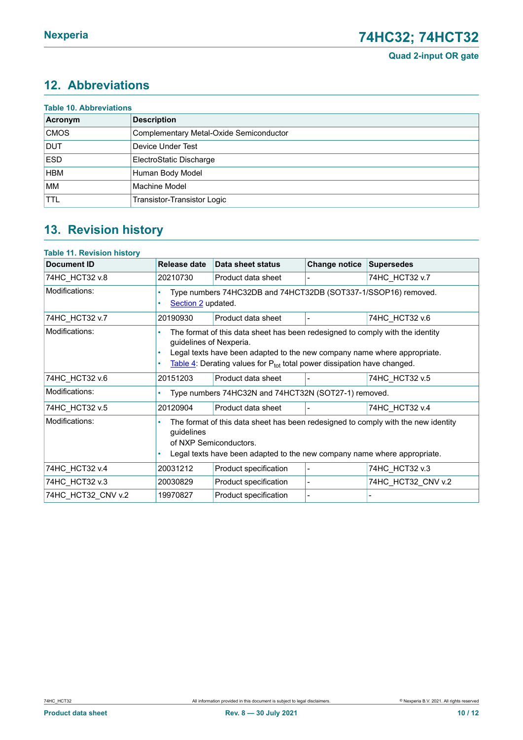## 12. Abbreviations

**Table 10. Abbreviations**

| Acronym | Description |
|---|---|
| CMOS | Complementary Metal-Oxide Semiconductor |
| DUT | Device Under Test |
| ESD | ElectroStatic Discharge |
| HBM | Human Body Model |
| MM | Machine Model |
| TTL | Transistor-Transistor Logic |

## 13. Revision history

**Table 11. Revision history**

| Document ID | Release date | Data sheet status | Change notice | Supersedes |
|---|---|---|---|---|
| 74HC_HCT32 v.8 | 20210730 | Product data sheet | - | 74HC_HCT32 v.7 |
| Modifications: | • Type numbers 74HC32DB and 74HCT32DB (SOT337-1/SSOP16) removed. • Section 2 updated. | | | |
| 74HC_HCT32 v.7 | 20190930 | Product data sheet | - | 74HC_HCT32 v.6 |
| Modifications: | • The format of this data sheet has been redesigned to comply with the identity guidelines of Nexperia. • Legal texts have been adapted to the new company name where appropriate. • Table 4: Derating values for $P_{tot}$ total power dissipation have changed. | | | |
| 74HC_HCT32 v.6 | 20151203 | Product data sheet | - | 74HC_HCT32 v.5 |
| Modifications: | • Type numbers 74HC32N and 74HCT32N (SOT27-1) removed. | | | |
| 74HC_HCT32 v.5 | 20120904 | Product data sheet | - | 74HC_HCT32 v.4 |
| Modifications: | • The format of this data sheet has been redesigned to comply with the new identity guidelines of NXP Semiconductors. • Legal texts have been adapted to the new company name where appropriate. | | | |
| 74HC_HCT32 v.4 | 20031212 | Product specification | - | 74HC_HCT32 v.3 |
| 74HC_HCT32 v.3 | 20030829 | Product specification | - | 74HC_HCT32_CNV v.2 |
| 74HC_HCT32_CNV v.2 | 19970827 | Product specification | - | - |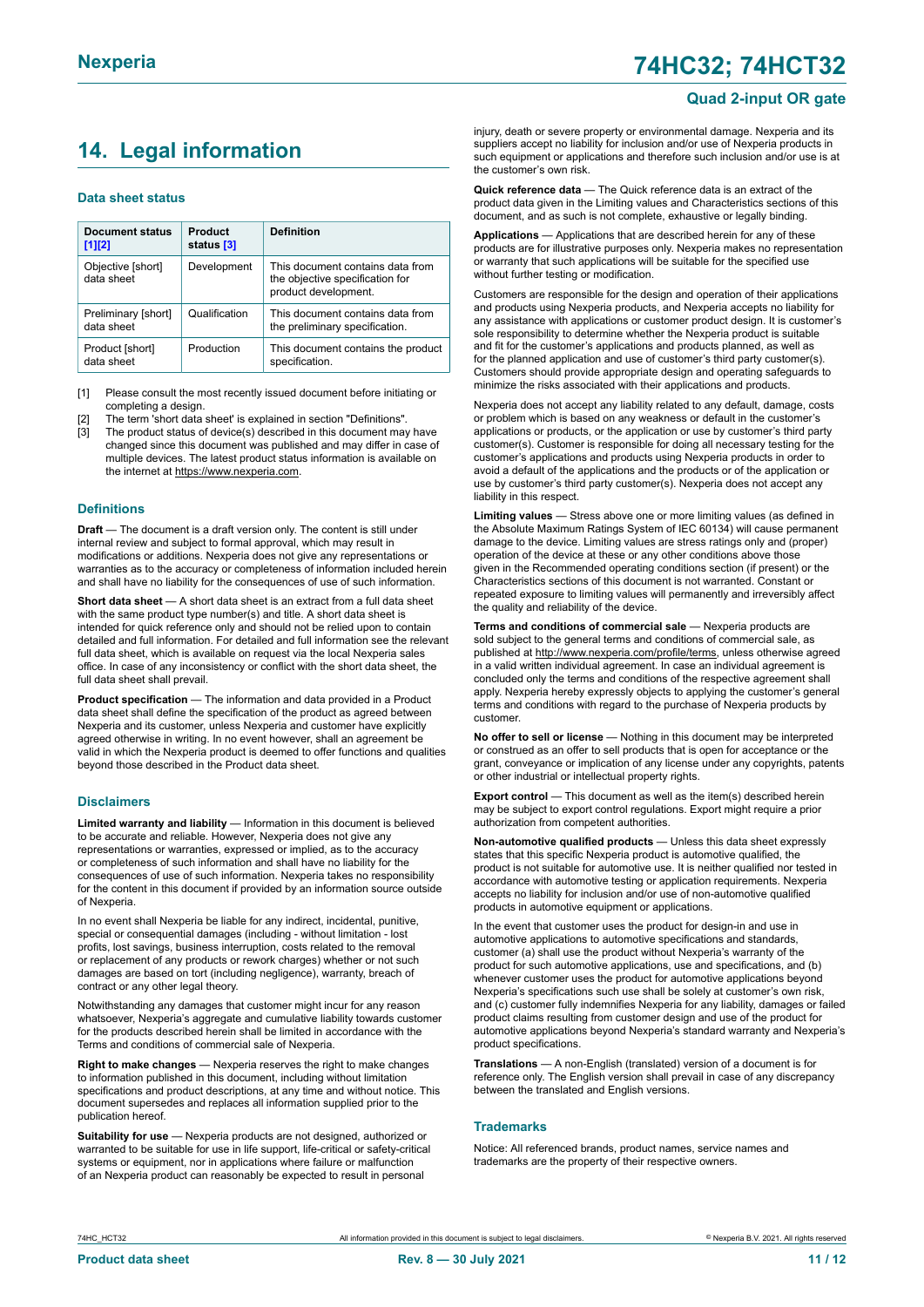## 14. Legal information

### Data sheet status

| Document status [1][2] | Product status [3] | Definition |
|---|---|---|
| Objective [short] data sheet | Development | This document contains data from the objective specification for product development. |
| Preliminary [short] data sheet | Qualification | This document contains data from the preliminary specification. |
| Product [short] data sheet | Production | This document contains the product specification. |

[1] Please consult the most recently issued document before initiating or completing a design.

[2] The term 'short data sheet' is explained in section "Definitions".

[3] The product status of device(s) described in this document may have changed since this document was published and may differ in case of multiple devices. The latest product status information is available on the internet at https://www.nexperia.com.

### Definitions

**Draft** — The document is a draft version only. The content is still under internal review and subject to formal approval, which may result in modifications or additions. Nexperia does not give any representations or warranties as to the accuracy or completeness of information included herein and shall have no liability for the consequences of use of such information.

**Short data sheet** — A short data sheet is an extract from a full data sheet with the same product type number(s) and title. A short data sheet is intended for quick reference only and should not be relied upon to contain detailed and full information. For detailed and full information see the relevant full data sheet, which is available on request via the local Nexperia sales office. In case of any inconsistency or conflict with the short data sheet, the full data sheet shall prevail.

**Product specification** — The information and data provided in a Product data sheet shall define the specification of the product as agreed between Nexperia and its customer, unless Nexperia and customer have explicitly agreed otherwise in writing. In no event however, shall an agreement be valid in which the Nexperia product is deemed to offer functions and qualities beyond those described in the Product data sheet.

### Disclaimers

**Limited warranty and liability** — Information in this document is believed to be accurate and reliable. However, Nexperia does not give any representations or warranties, expressed or implied, as to the accuracy or completeness of such information and shall have no liability for the consequences of use of such information. Nexperia takes no responsibility for the content in this document if provided by an information source outside of Nexperia.

In no event shall Nexperia be liable for any indirect, incidental, punitive, special or consequential damages (including - without limitation - lost profits, lost savings, business interruption, costs related to the removal or replacement of any products or rework charges) whether or not such damages are based on tort (including negligence), warranty, breach of contract or any other legal theory.

Notwithstanding any damages that customer might incur for any reason whatsoever, Nexperia's aggregate and cumulative liability towards customer for the products described herein shall be limited in accordance with the Terms and conditions of commercial sale of Nexperia.

**Right to make changes** — Nexperia reserves the right to make changes to information published in this document, including without limitation specifications and product descriptions, at any time and without notice. This document supersedes and replaces all information supplied prior to the publication hereof.

**Suitability for use** — Nexperia products are not designed, authorized or warranted to be suitable for use in life support, life-critical or safety-critical systems or equipment, nor in applications where failure or malfunction of an Nexperia product can reasonably be expected to result in personal injury, death or severe property or environmental damage. Nexperia and its suppliers accept no liability for inclusion and/or use of Nexperia products in such equipment or applications and therefore such inclusion and/or use is at the customer's own risk.

**Quick reference data** — The Quick reference data is an extract of the product data given in the Limiting values and Characteristics sections of this document, and as such is not complete, exhaustive or legally binding.

**Applications** — Applications that are described herein for any of these products are for illustrative purposes only. Nexperia makes no representation or warranty that such applications will be suitable for the specified use without further testing or modification.

Customers are responsible for the design and operation of their applications and products using Nexperia products, and Nexperia accepts no liability for any assistance with applications or customer product design. It is customer's sole responsibility to determine whether the Nexperia product is suitable and fit for the customer's applications and products planned, as well as for the planned application and use of customer's third party customer(s). Customers should provide appropriate design and operating safeguards to minimize the risks associated with their applications and products.

Nexperia does not accept any liability related to any default, damage, costs or problem which is based on any weakness or default in the customer's applications or products, or the application or use by customer's third party customer(s). Customer is responsible for doing all necessary testing for the customer's applications and products using Nexperia products in order to avoid a default of the applications and the products or of the application or use by customer's third party customer(s). Nexperia does not accept any liability in this respect.

**Limiting values** — Stress above one or more limiting values (as defined in the Absolute Maximum Ratings System of IEC 60134) will cause permanent damage to the device. Limiting values are stress ratings only and (proper) operation of the device at these or any other conditions above those given in the Recommended operating conditions section (if present) or the Characteristics sections of this document is not warranted. Constant or repeated exposure to limiting values will permanently and irreversibly affect the quality and reliability of the device.

**Terms and conditions of commercial sale** — Nexperia products are sold subject to the general terms and conditions of commercial sale, as published at http://www.nexperia.com/profile/terms, unless otherwise agreed in a valid written individual agreement. In case an individual agreement is concluded only the terms and conditions of the respective agreement shall apply. Nexperia hereby expressly objects to applying the customer's general terms and conditions with regard to the purchase of Nexperia products by customer.

**No offer to sell or license** — Nothing in this document may be interpreted or construed as an offer to sell products that is open for acceptance or the grant, conveyance or implication of any license under any copyrights, patents or other industrial or intellectual property rights.

**Export control** — This document as well as the item(s) described herein may be subject to export control regulations. Export might require a prior authorization from competent authorities.

**Non-automotive qualified products** — Unless this data sheet expressly states that this specific Nexperia product is automotive qualified, the product is not suitable for automotive use. It is neither qualified nor tested in accordance with automotive testing or application requirements. Nexperia accepts no liability for inclusion and/or use of non-automotive qualified products in automotive equipment or applications.

In the event that customer uses the product for design-in and use in automotive applications to automotive specifications and standards, customer (a) shall use the product without Nexperia's warranty of the product for such automotive applications, use and specifications, and (b) whenever customer uses the product for automotive applications beyond Nexperia's specifications such use shall be solely at customer's own risk, and (c) customer fully indemnifies Nexperia for any liability, damages or failed product claims resulting from customer design and use of the product for automotive applications beyond Nexperia's standard warranty and Nexperia's product specifications.

**Translations** — A non-English (translated) version of a document is for reference only. The English version shall prevail in case of any discrepancy between the translated and English versions.

### Trademarks

Notice: All referenced brands, product names, service names and trademarks are the property of their respective owners.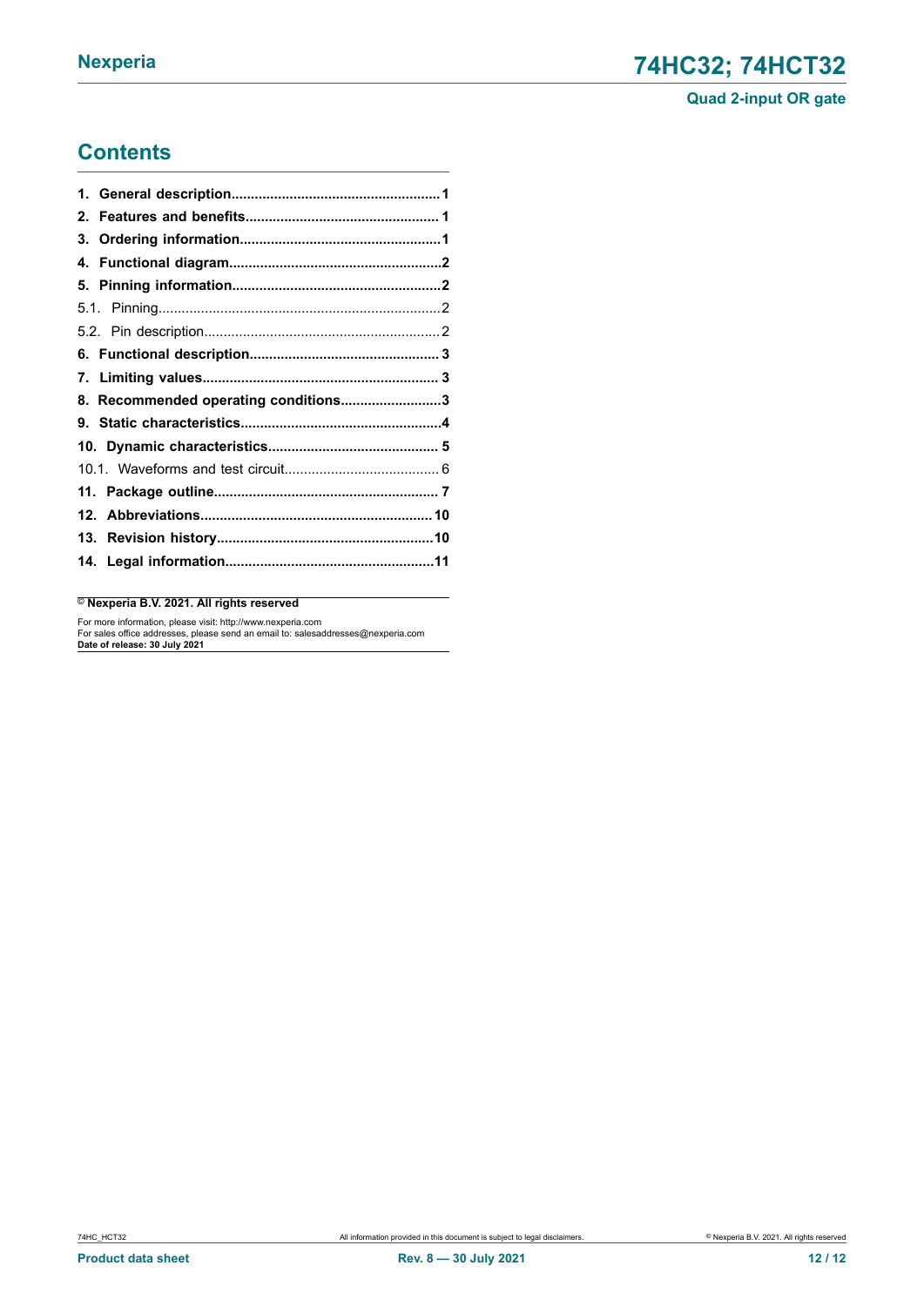## Contents

**1. General description**.....................................................**1**
**2. Features and benefits**.................................................**1**
**3. Ordering information**...................................................**1**
**4. Functional diagram**......................................................**2**
**5. Pinning information**.....................................................**2**
5.1. Pinning.........................................................................2
5.2. Pin description.............................................................2
**6. Functional description**.................................................**3**
**7. Limiting values**............................................................**3**
**8. Recommended operating conditions**..........................**3**
**9. Static characteristics**...................................................**4**
**10. Dynamic characteristics**...........................................**5**
10.1. Waveforms and test circuit........................................6
**11. Package outline**..........................................................**7**
**12. Abbreviations**...........................................................**10**
**13. Revision history**.......................................................**10**
**14. Legal information**.....................................................**11**

**© Nexperia B.V. 2021. All rights reserved**

For more information, please visit: http://www.nexperia.com
For sales office addresses, please send an email to: salesaddresses@nexperia.com
**Date of release: 30 July 2021**